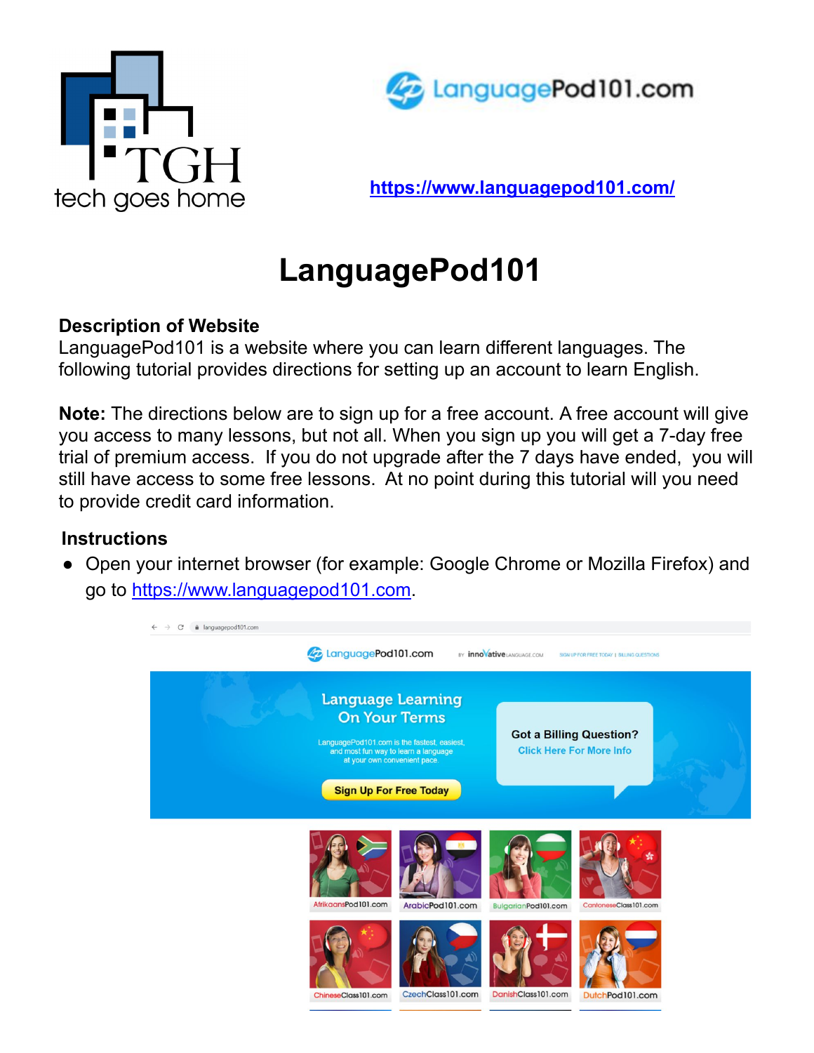https://www.languagepod101.com/

# LanguagePod101

**Description of Website**
LanguagePod101 is a website where you can learn different languages. The following tutorial provides directions for setting up an account to learn English.

**Note:** The directions below are to sign up for a free account. A free account will give you access to many lessons, but not all. When you sign up you will get a 7-day free trial of premium access. If you do not upgrade after the 7 days have ended, you will still have access to some free lessons. At no point during this tutorial will you need to provide credit card information.

**Instructions**

- Open your internet browser (for example: Google Chrome or Mozilla Firefox) and go to https://www.languagepod101.com.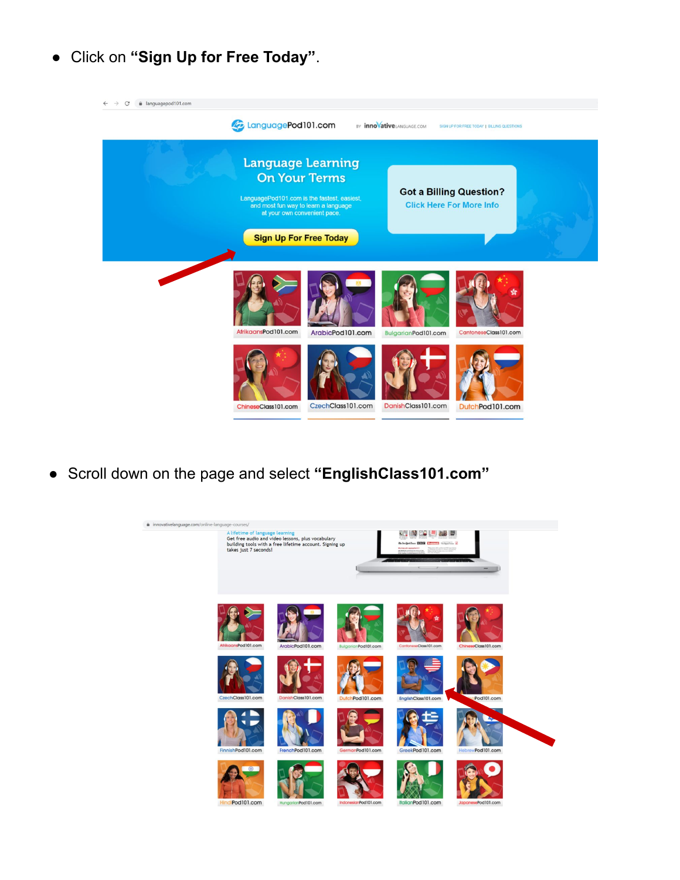- Click on **“Sign Up for Free Today”**.

- Scroll down on the page and select **“EnglishClass101.com”**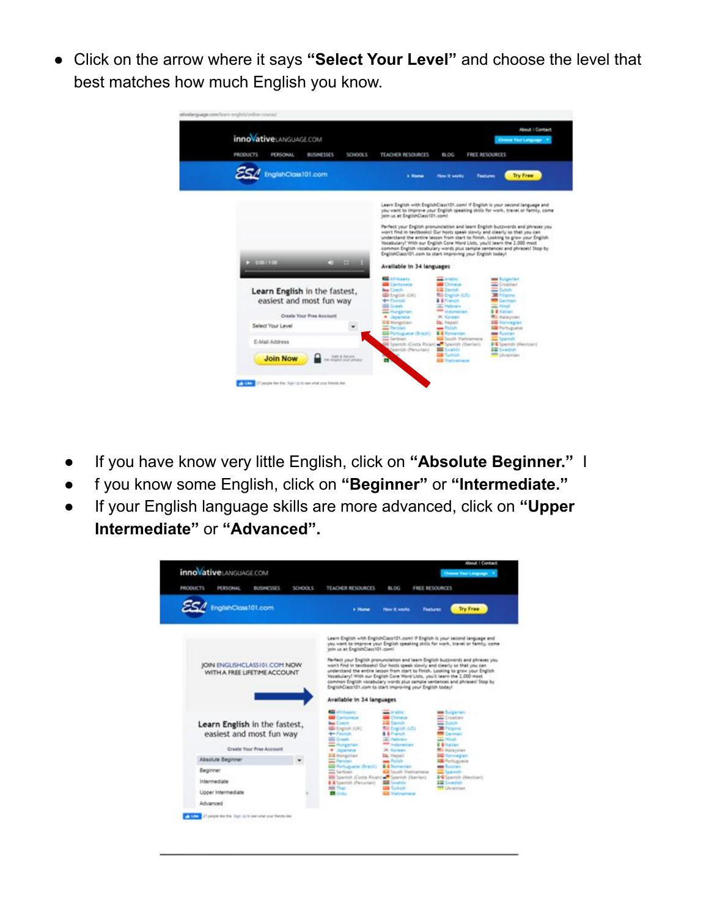- Click on the arrow where it says **"Select Your Level"** and choose the level that best matches how much English you know.

- If you have know very little English, click on **"Absolute Beginner."** I
- f you know some English, click on **"Beginner"** or **"Intermediate."**
- If your English language skills are more advanced, click on **"Upper Intermediate"** or **"Advanced".**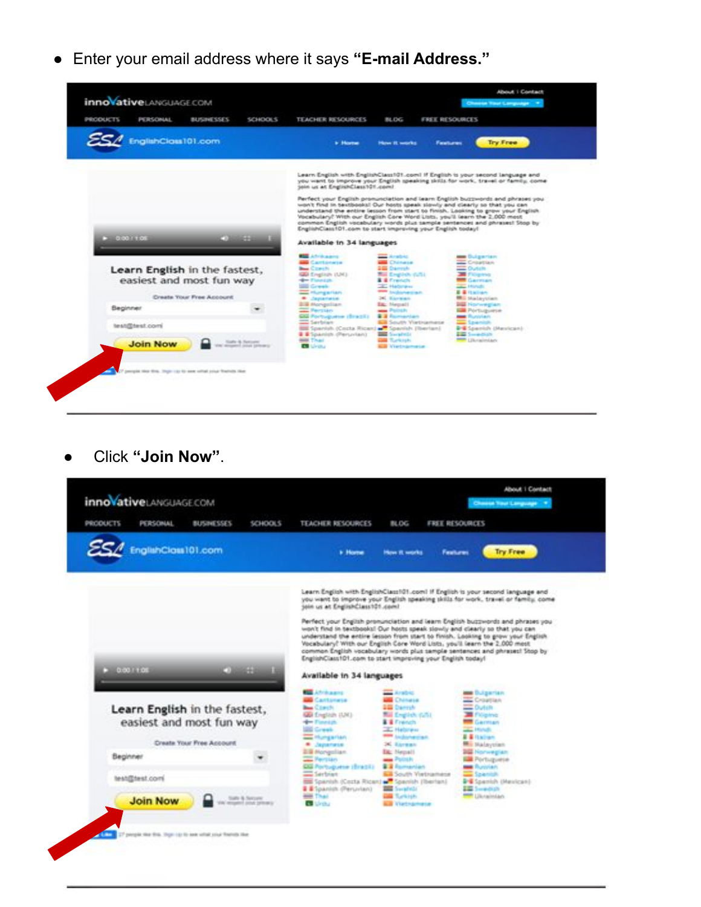- Enter your email address where it says **"E-mail Address."**

- Click **"Join Now"**.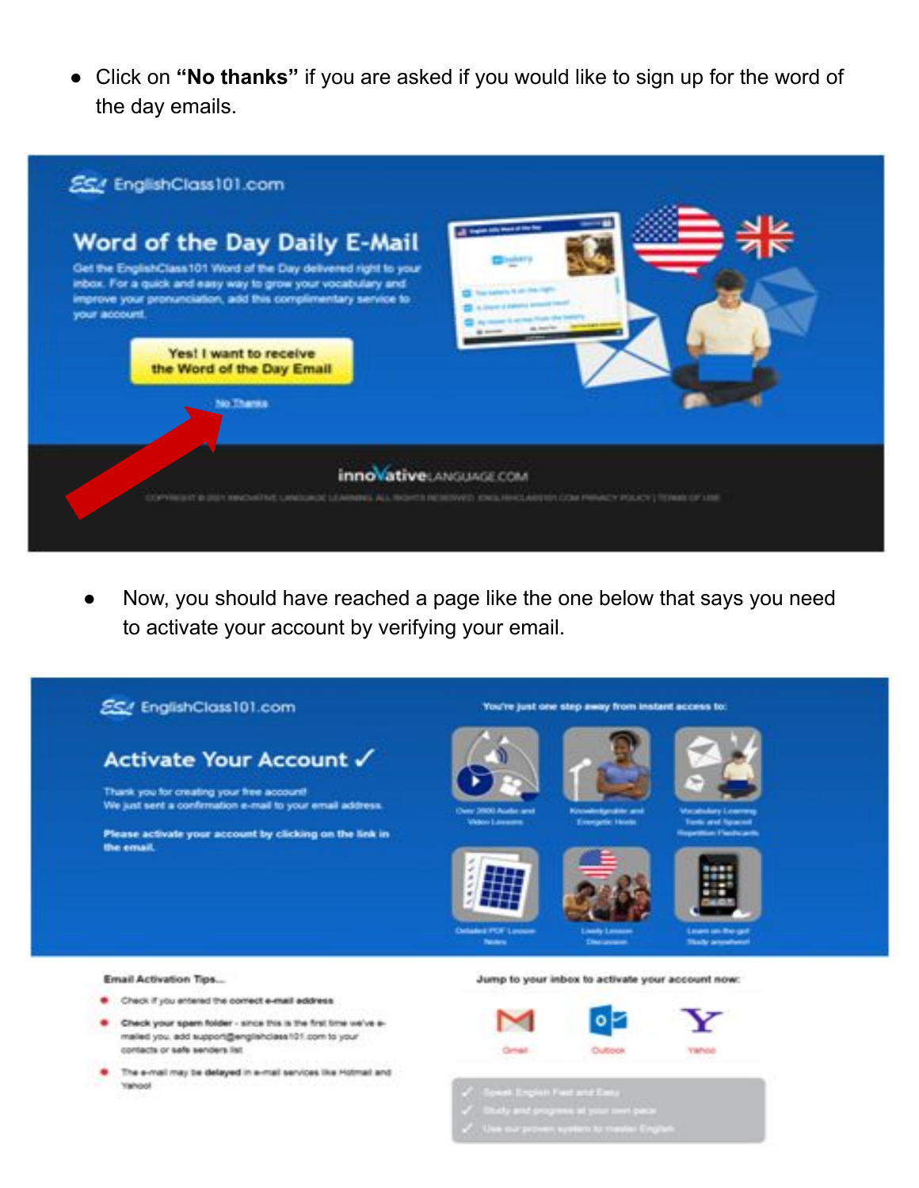- Click on **"No thanks"** if you are asked if you would like to sign up for the word of the day emails.

- Now, you should have reached a page like the one below that says you need to activate your account by verifying your email.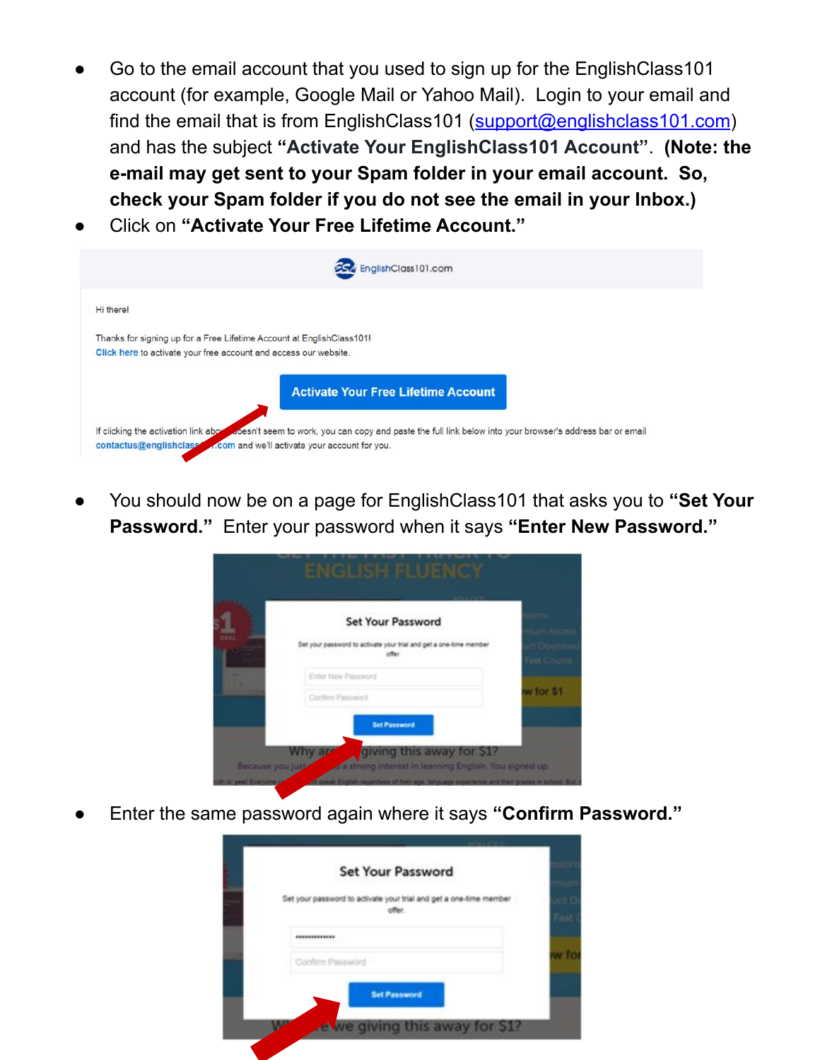- Go to the email account that you used to sign up for the EnglishClass101 account (for example, Google Mail or Yahoo Mail). Login to your email and find the email that is from EnglishClass101 (support@englishclass101.com) and has the subject **"Activate Your EnglishClass101 Account"**. **(Note: the e-mail may get sent to your Spam folder in your email account. So, check your Spam folder if you do not see the email in your Inbox.)**
- Click on **"Activate Your Free Lifetime Account."**

EnglishClass101.com

Hi there!

Thanks for signing up for a Free Lifetime Account at EnglishClass101!
Click here to activate your free account and access our website.

Activate Your Free Lifetime Account

If clicking the activation link above doesn't seem to work, you can copy and paste the full link below into your browser's address bar or email contactus@englishclass101.com and we'll activate your account for you.

- You should now be on a page for EnglishClass101 that asks you to **"Set Your Password."** Enter your password when it says **"Enter New Password."**

Set Your Password

Set your password to activate your trial and get a one-time member offer.

Enter New Password

Confirm Password

Set Password

- Enter the same password again where it says **"Confirm Password."**

Set Your Password

Set your password to activate your trial and get a one-time member offer.

Confirm Password

Set Password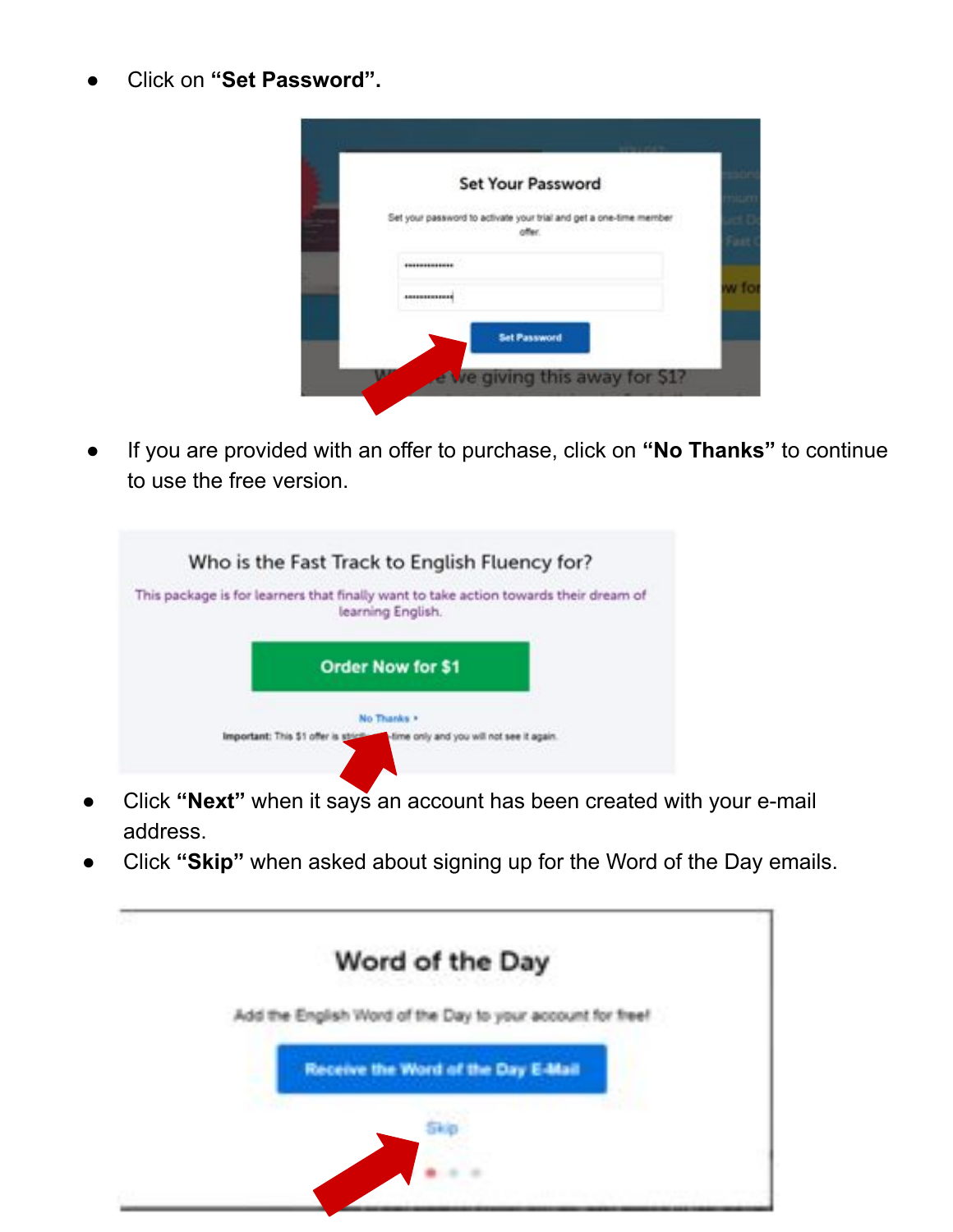- Click on **"Set Password".**

- If you are provided with an offer to purchase, click on **"No Thanks"** to continue to use the free version.

- Click **"Next"** when it says an account has been created with your e-mail address.
- Click **"Skip"** when asked about signing up for the Word of the Day emails.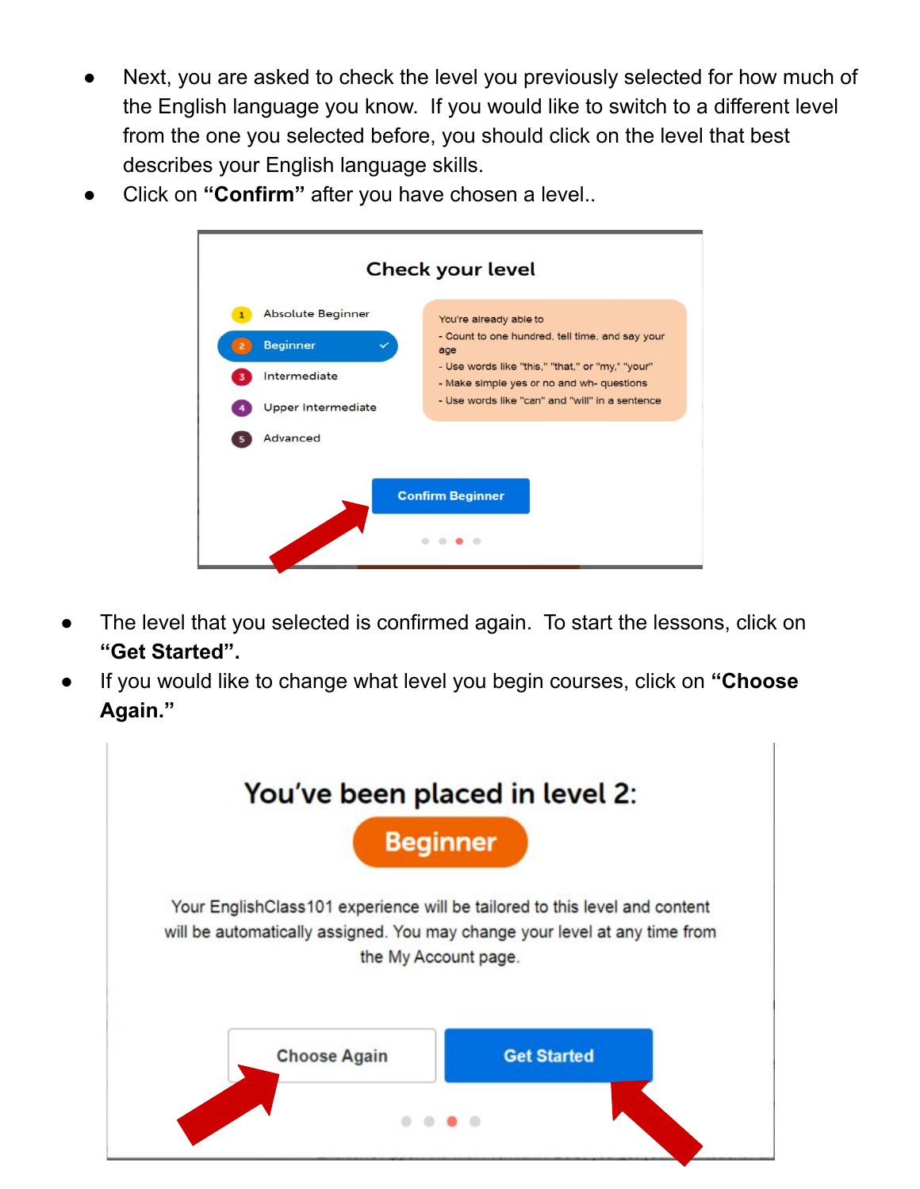- Next, you are asked to check the level you previously selected for how much of the English language you know. If you would like to switch to a different level from the one you selected before, you should click on the level that best describes your English language skills.
- Click on **"Confirm"** after you have chosen a level..

- The level that you selected is confirmed again. To start the lessons, click on **"Get Started".**
- If you would like to change what level you begin courses, click on **"Choose Again."**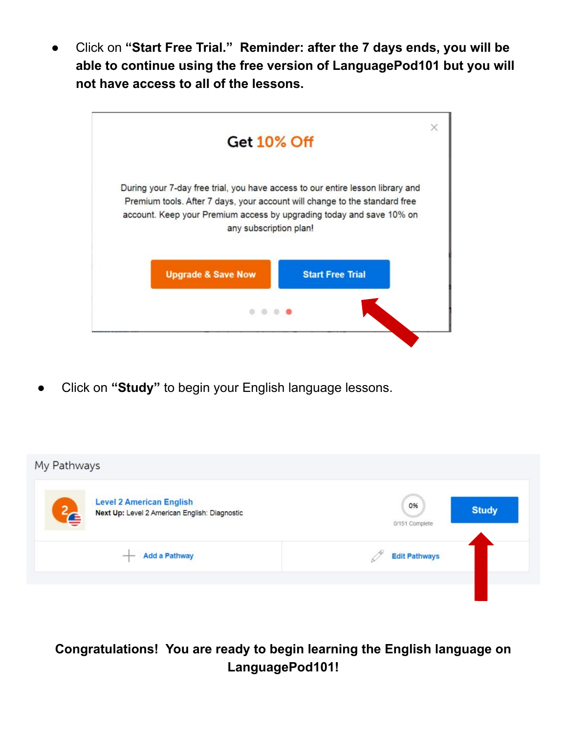- Click on **"Start Free Trial." Reminder: after the 7 days ends, you will be able to continue using the free version of LanguagePod101 but you will not have access to all of the lessons.**

Get 10% Off

During your 7-day free trial, you have access to our entire lesson library and Premium tools. After 7 days, your account will change to the standard free account. Keep your Premium access by upgrading today and save 10% on any subscription plan!

Upgrade & Save Now

Start Free Trial

- Click on **"Study"** to begin your English language lessons.

My Pathways

Level 2 American English

Next Up: Level 2 American English: Diagnostic

0%

0/151 Complete

Study

Add a Pathway

Edit Pathways

**Congratulations! You are ready to begin learning the English language on LanguagePod101!**